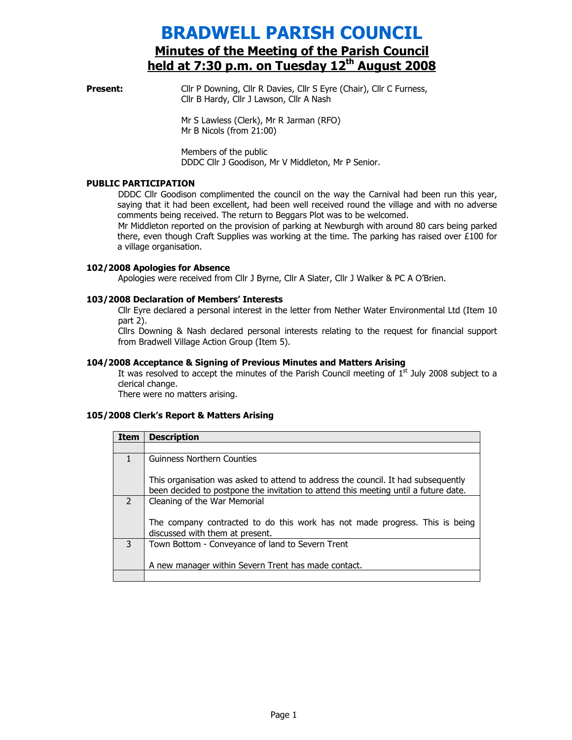# BRADWELL PARISH COUNCIL

## Minutes of the Meeting of the Parish Council held at 7:30 p.m. on Tuesday 12th August 2008

**Present:** Cllr P Downing, Cllr R Davies, Cllr S Eyre (Chair), Cllr C Furness, Cllr B Hardy, Cllr J Lawson, Cllr A Nash

Mr S Lawless (Clerk), Mr R Jarman (RFO)
Mr B Nicols (from 21:00)

Members of the public
DDDC Cllr J Goodison, Mr V Middleton, Mr P Senior.

### PUBLIC PARTICIPATION

DDDC Cllr Goodison complimented the council on the way the Carnival had been run this year, saying that it had been excellent, had been well received round the village and with no adverse comments being received. The return to Beggars Plot was to be welcomed.

Mr Middleton reported on the provision of parking at Newburgh with around 80 cars being parked there, even though Craft Supplies was working at the time. The parking has raised over £100 for a village organisation.

### 102/2008 Apologies for Absence

Apologies were received from Cllr J Byrne, Cllr A Slater, Cllr J Walker & PC A O'Brien.

### 103/2008 Declaration of Members' Interests

Cllr Eyre declared a personal interest in the letter from Nether Water Environmental Ltd (Item 10 part 2).

Cllrs Downing & Nash declared personal interests relating to the request for financial support from Bradwell Village Action Group (Item 5).

### 104/2008 Acceptance & Signing of Previous Minutes and Matters Arising

It was resolved to accept the minutes of the Parish Council meeting of 1st July 2008 subject to a clerical change.

There were no matters arising.

### 105/2008 Clerk's Report & Matters Arising

| Item | Description |
|---|---|
| | |
| 1 | Guinness Northern Counties<br><br>This organisation was asked to attend to address the council. It had subsequently been decided to postpone the invitation to attend this meeting until a future date. |
| 2 | Cleaning of the War Memorial<br><br>The company contracted to do this work has not made progress. This is being discussed with them at present. |
| 3 | Town Bottom - Conveyance of land to Severn Trent<br><br>A new manager within Severn Trent has made contact. |
| | |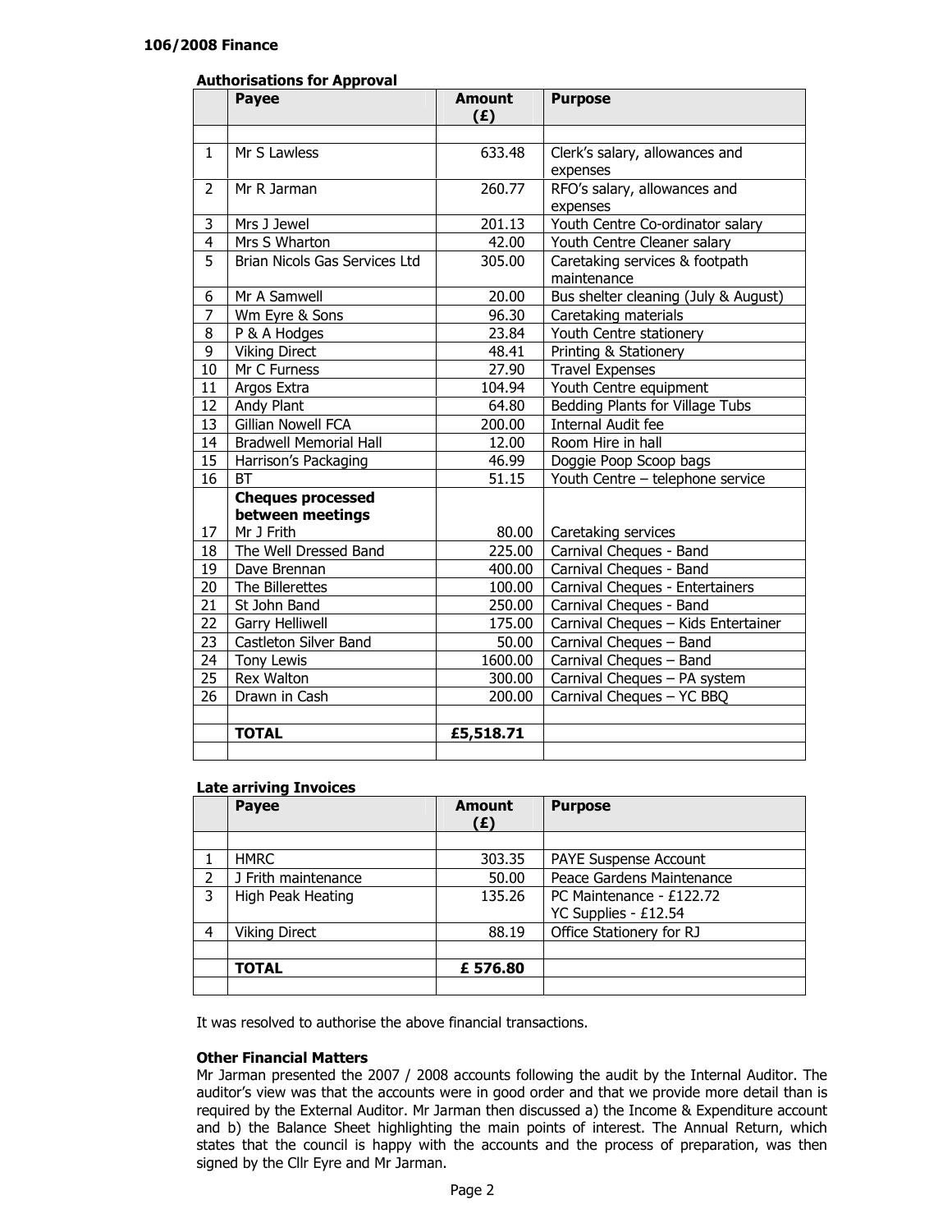### 106/2008 Finance

**Authorisations for Approval**

| | Payee | Amount (£) | Purpose |
|---|---|---|---|
| | | | |
| 1 | Mr S Lawless | 633.48 | Clerk's salary, allowances and expenses |
| 2 | Mr R Jarman | 260.77 | RFO's salary, allowances and expenses |
| 3 | Mrs J Jewel | 201.13 | Youth Centre Co-ordinator salary |
| 4 | Mrs S Wharton | 42.00 | Youth Centre Cleaner salary |
| 5 | Brian Nicols Gas Services Ltd | 305.00 | Caretaking services & footpath maintenance |
| 6 | Mr A Samwell | 20.00 | Bus shelter cleaning (July & August) |
| 7 | Wm Eyre & Sons | 96.30 | Caretaking materials |
| 8 | P & A Hodges | 23.84 | Youth Centre stationery |
| 9 | Viking Direct | 48.41 | Printing & Stationery |
| 10 | Mr C Furness | 27.90 | Travel Expenses |
| 11 | Argos Extra | 104.94 | Youth Centre equipment |
| 12 | Andy Plant | 64.80 | Bedding Plants for Village Tubs |
| 13 | Gillian Nowell FCA | 200.00 | Internal Audit fee |
| 14 | Bradwell Memorial Hall | 12.00 | Room Hire in hall |
| 15 | Harrison's Packaging | 46.99 | Doggie Poop Scoop bags |
| 16 | BT | 51.15 | Youth Centre – telephone service |
| | **Cheques processed between meetings** | | |
| 17 | Mr J Frith | 80.00 | Caretaking services |
| 18 | The Well Dressed Band | 225.00 | Carnival Cheques - Band |
| 19 | Dave Brennan | 400.00 | Carnival Cheques - Band |
| 20 | The Billerettes | 100.00 | Carnival Cheques - Entertainers |
| 21 | St John Band | 250.00 | Carnival Cheques - Band |
| 22 | Garry Helliwell | 175.00 | Carnival Cheques – Kids Entertainer |
| 23 | Castleton Silver Band | 50.00 | Carnival Cheques – Band |
| 24 | Tony Lewis | 1600.00 | Carnival Cheques – Band |
| 25 | Rex Walton | 300.00 | Carnival Cheques – PA system |
| 26 | Drawn in Cash | 200.00 | Carnival Cheques – YC BBQ |
| | | | |
| | **TOTAL** | **£5,518.71** | |
| | | | |

**Late arriving Invoices**

| | Payee | Amount (£) | Purpose |
|---|---|---|---|
| | | | |
| 1 | HMRC | 303.35 | PAYE Suspense Account |
| 2 | J Frith maintenance | 50.00 | Peace Gardens Maintenance |
| 3 | High Peak Heating | 135.26 | PC Maintenance - £122.72<br>YC Supplies - £12.54 |
| 4 | Viking Direct | 88.19 | Office Stationery for RJ |
| | | | |
| | **TOTAL** | **£ 576.80** | |
| | | | |

It was resolved to authorise the above financial transactions.

**Other Financial Matters**

Mr Jarman presented the 2007 / 2008 accounts following the audit by the Internal Auditor. The auditor's view was that the accounts were in good order and that we provide more detail than is required by the External Auditor. Mr Jarman then discussed a) the Income & Expenditure account and b) the Balance Sheet highlighting the main points of interest. The Annual Return, which states that the council is happy with the accounts and the process of preparation, was then signed by the Cllr Eyre and Mr Jarman.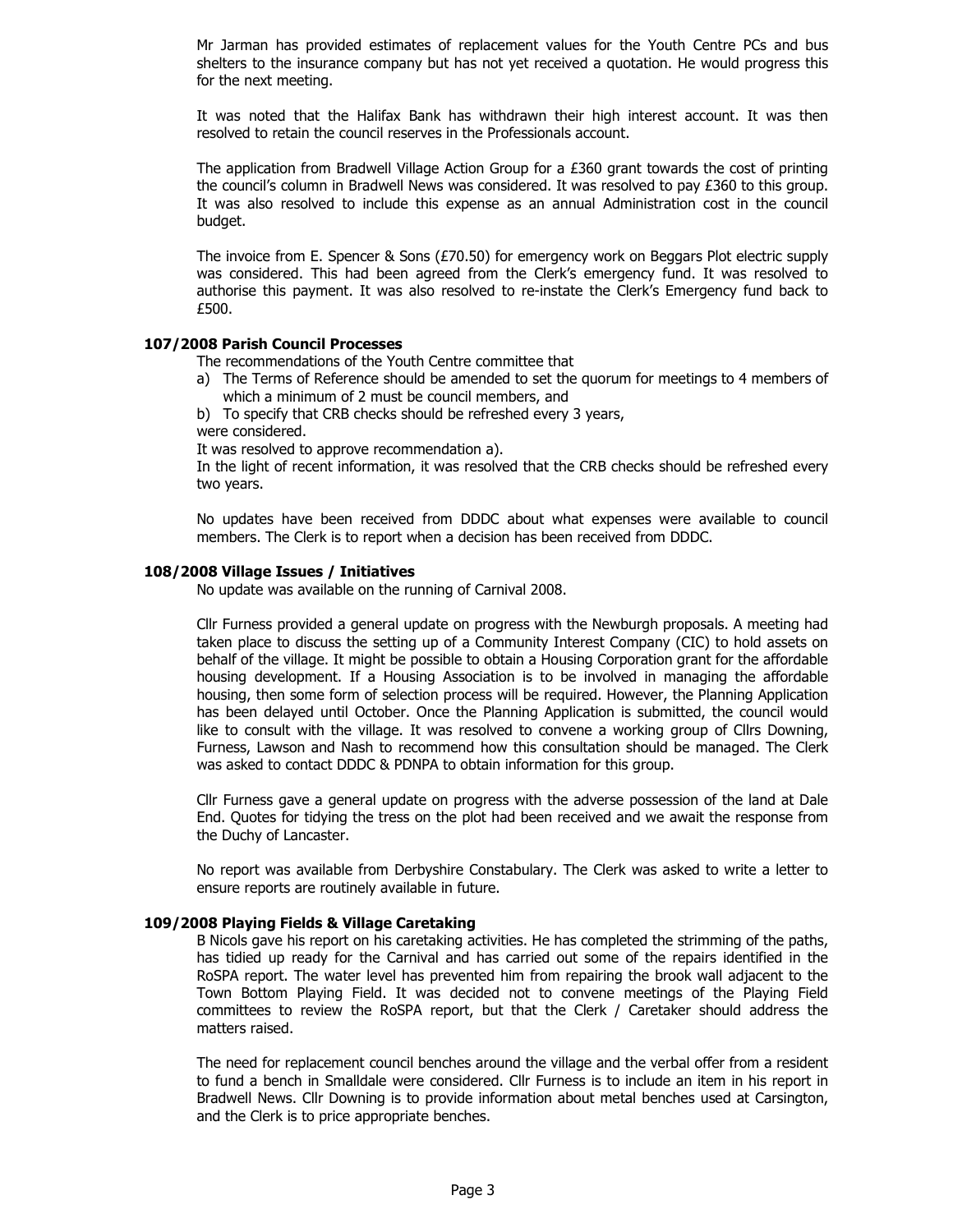Mr Jarman has provided estimates of replacement values for the Youth Centre PCs and bus shelters to the insurance company but has not yet received a quotation. He would progress this for the next meeting.

It was noted that the Halifax Bank has withdrawn their high interest account. It was then resolved to retain the council reserves in the Professionals account.

The application from Bradwell Village Action Group for a £360 grant towards the cost of printing the council's column in Bradwell News was considered. It was resolved to pay £360 to this group. It was also resolved to include this expense as an annual Administration cost in the council budget.

The invoice from E. Spencer & Sons (£70.50) for emergency work on Beggars Plot electric supply was considered. This had been agreed from the Clerk's emergency fund. It was resolved to authorise this payment. It was also resolved to re-instate the Clerk's Emergency fund back to £500.

### 107/2008 Parish Council Processes

The recommendations of the Youth Centre committee that

a) The Terms of Reference should be amended to set the quorum for meetings to 4 members of which a minimum of 2 must be council members, and
b) To specify that CRB checks should be refreshed every 3 years,

were considered.

It was resolved to approve recommendation a).

In the light of recent information, it was resolved that the CRB checks should be refreshed every two years.

No updates have been received from DDDC about what expenses were available to council members. The Clerk is to report when a decision has been received from DDDC.

### 108/2008 Village Issues / Initiatives

No update was available on the running of Carnival 2008.

Cllr Furness provided a general update on progress with the Newburgh proposals. A meeting had taken place to discuss the setting up of a Community Interest Company (CIC) to hold assets on behalf of the village. It might be possible to obtain a Housing Corporation grant for the affordable housing development. If a Housing Association is to be involved in managing the affordable housing, then some form of selection process will be required. However, the Planning Application has been delayed until October. Once the Planning Application is submitted, the council would like to consult with the village. It was resolved to convene a working group of Cllrs Downing, Furness, Lawson and Nash to recommend how this consultation should be managed. The Clerk was asked to contact DDDC & PDNPA to obtain information for this group.

Cllr Furness gave a general update on progress with the adverse possession of the land at Dale End. Quotes for tidying the tress on the plot had been received and we await the response from the Duchy of Lancaster.

No report was available from Derbyshire Constabulary. The Clerk was asked to write a letter to ensure reports are routinely available in future.

### 109/2008 Playing Fields & Village Caretaking

B Nicols gave his report on his caretaking activities. He has completed the strimming of the paths, has tidied up ready for the Carnival and has carried out some of the repairs identified in the RoSPA report. The water level has prevented him from repairing the brook wall adjacent to the Town Bottom Playing Field. It was decided not to convene meetings of the Playing Field committees to review the RoSPA report, but that the Clerk / Caretaker should address the matters raised.

The need for replacement council benches around the village and the verbal offer from a resident to fund a bench in Smalldale were considered. Cllr Furness is to include an item in his report in Bradwell News. Cllr Downing is to provide information about metal benches used at Carsington, and the Clerk is to price appropriate benches.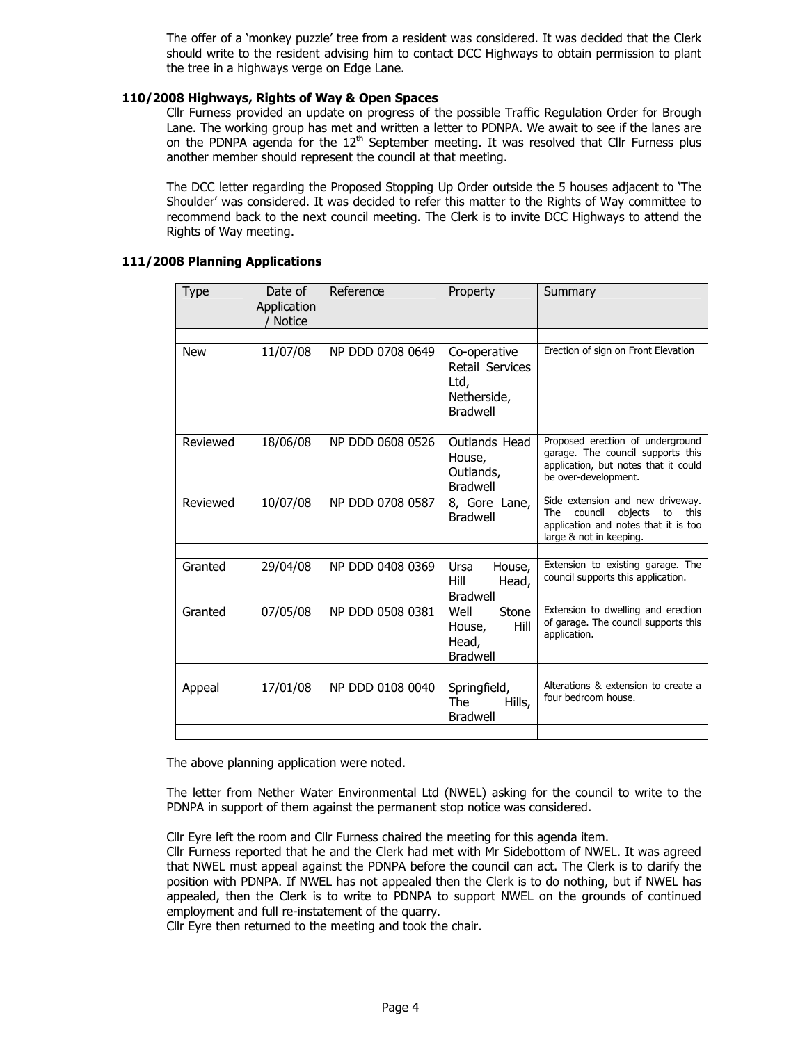The offer of a 'monkey puzzle' tree from a resident was considered. It was decided that the Clerk should write to the resident advising him to contact DCC Highways to obtain permission to plant the tree in a highways verge on Edge Lane.

### 110/2008 Highways, Rights of Way & Open Spaces

Cllr Furness provided an update on progress of the possible Traffic Regulation Order for Brough Lane. The working group has met and written a letter to PDNPA. We await to see if the lanes are on the PDNPA agenda for the 12th September meeting. It was resolved that Cllr Furness plus another member should represent the council at that meeting.

The DCC letter regarding the Proposed Stopping Up Order outside the 5 houses adjacent to 'The Shoulder' was considered. It was decided to refer this matter to the Rights of Way committee to recommend back to the next council meeting. The Clerk is to invite DCC Highways to attend the Rights of Way meeting.

### 111/2008 Planning Applications

| Type | Date of Application / Notice | Reference | Property | Summary |
|---|---|---|---|---|
| | | | | |
| New | 11/07/08 | NP DDD 0708 0649 | Co-operative Retail Services Ltd, Netherside, Bradwell | Erection of sign on Front Elevation |
| | | | | |
| Reviewed | 18/06/08 | NP DDD 0608 0526 | Outlands Head House, Outlands, Bradwell | Proposed erection of underground garage. The council supports this application, but notes that it could be over-development. |
| Reviewed | 10/07/08 | NP DDD 0708 0587 | 8, Gore Lane, Bradwell | Side extension and new driveway. The council objects to this application and notes that it is too large & not in keeping. |
| | | | | |
| Granted | 29/04/08 | NP DDD 0408 0369 | Ursa House, Hill Head, Bradwell | Extension to existing garage. The council supports this application. |
| Granted | 07/05/08 | NP DDD 0508 0381 | Well Stone House, Hill Head, Bradwell | Extension to dwelling and erection of garage. The council supports this application. |
| | | | | |
| Appeal | 17/01/08 | NP DDD 0108 0040 | Springfield, The Hills, Bradwell | Alterations & extension to create a four bedroom house. |
| | | | | |

The above planning application were noted.

The letter from Nether Water Environmental Ltd (NWEL) asking for the council to write to the PDNPA in support of them against the permanent stop notice was considered.

Cllr Eyre left the room and Cllr Furness chaired the meeting for this agenda item.
Cllr Furness reported that he and the Clerk had met with Mr Sidebottom of NWEL. It was agreed that NWEL must appeal against the PDNPA before the council can act. The Clerk is to clarify the position with PDNPA. If NWEL has not appealed then the Clerk is to do nothing, but if NWEL has appealed, then the Clerk is to write to PDNPA to support NWEL on the grounds of continued employment and full re-instatement of the quarry.
Cllr Eyre then returned to the meeting and took the chair.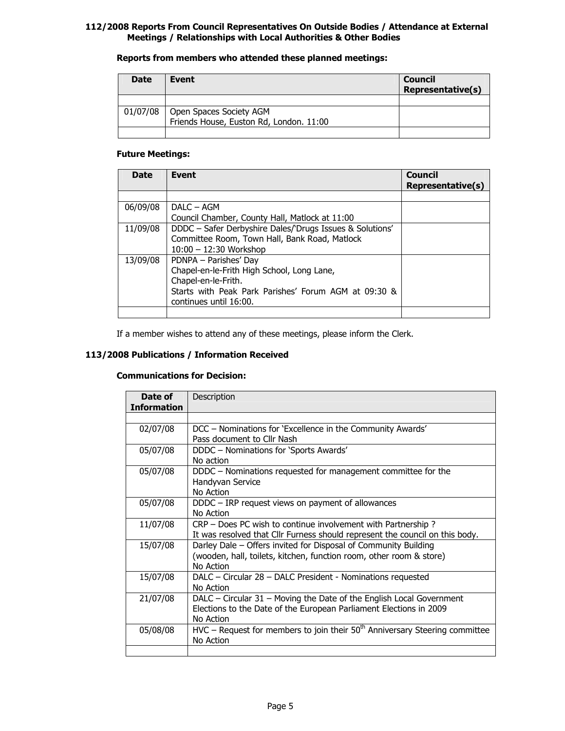## 112/2008 Reports From Council Representatives On Outside Bodies / Attendance at External Meetings / Relationships with Local Authorities & Other Bodies

**Reports from members who attended these planned meetings:**

| Date | Event | Council Representative(s) |
|---|---|---|
| | | |
| 01/07/08 | Open Spaces Society AGM<br>Friends House, Euston Rd, London. 11:00 | |
| | | |

**Future Meetings:**

| Date | Event | Council Representative(s) |
|---|---|---|
| | | |
| 06/09/08 | DALC – AGM<br>Council Chamber, County Hall, Matlock at 11:00 | |
| 11/09/08 | DDDC – Safer Derbyshire Dales/'Drugs Issues & Solutions'<br>Committee Room, Town Hall, Bank Road, Matlock<br>10:00 – 12:30 Workshop | |
| 13/09/08 | PDNPA – Parishes' Day<br>Chapel-en-le-Frith High School, Long Lane, Chapel-en-le-Frith.<br>Starts with Peak Park Parishes' Forum AGM at 09:30 & continues until 16:00. | |
| | | |

If a member wishes to attend any of these meetings, please inform the Clerk.

## 113/2008 Publications / Information Received

**Communications for Decision:**

| Date of Information | Description |
|---|---|
| | |
| 02/07/08 | DCC – Nominations for 'Excellence in the Community Awards'<br>Pass document to Cllr Nash |
| 05/07/08 | DDDC – Nominations for 'Sports Awards'<br>No action |
| 05/07/08 | DDDC – Nominations requested for management committee for the Handyvan Service<br>No Action |
| 05/07/08 | DDDC – IRP request views on payment of allowances<br>No Action |
| 11/07/08 | CRP – Does PC wish to continue involvement with Partnership ?<br>It was resolved that Cllr Furness should represent the council on this body. |
| 15/07/08 | Darley Dale – Offers invited for Disposal of Community Building<br>(wooden, hall, toilets, kitchen, function room, other room & store)<br>No Action |
| 15/07/08 | DALC – Circular 28 – DALC President - Nominations requested<br>No Action |
| 21/07/08 | DALC – Circular 31 – Moving the Date of the English Local Government Elections to the Date of the European Parliament Elections in 2009<br>No Action |
| 05/08/08 | HVC – Request for members to join their 50th Anniversary Steering committee<br>No Action |
| | |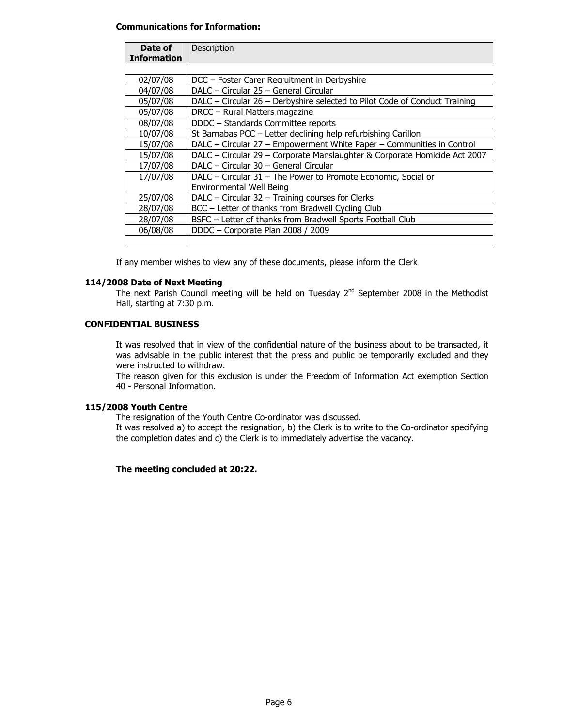**Communications for Information:**

| Date of Information | Description |
|---|---|
| | |
| 02/07/08 | DCC – Foster Carer Recruitment in Derbyshire |
| 04/07/08 | DALC – Circular 25 – General Circular |
| 05/07/08 | DALC – Circular 26 – Derbyshire selected to Pilot Code of Conduct Training |
| 05/07/08 | DRCC – Rural Matters magazine |
| 08/07/08 | DDDC – Standards Committee reports |
| 10/07/08 | St Barnabas PCC – Letter declining help refurbishing Carillon |
| 15/07/08 | DALC – Circular 27 – Empowerment White Paper – Communities in Control |
| 15/07/08 | DALC – Circular 29 – Corporate Manslaughter & Corporate Homicide Act 2007 |
| 17/07/08 | DALC – Circular 30 – General Circular |
| 17/07/08 | DALC – Circular 31 – The Power to Promote Economic, Social or Environmental Well Being |
| 25/07/08 | DALC – Circular 32 – Training courses for Clerks |
| 28/07/08 | BCC – Letter of thanks from Bradwell Cycling Club |
| 28/07/08 | BSFC – Letter of thanks from Bradwell Sports Football Club |
| 06/08/08 | DDDC – Corporate Plan 2008 / 2009 |
| | |

If any member wishes to view any of these documents, please inform the Clerk

**114/2008 Date of Next Meeting**

The next Parish Council meeting will be held on Tuesday 2nd September 2008 in the Methodist Hall, starting at 7:30 p.m.

**CONFIDENTIAL BUSINESS**

It was resolved that in view of the confidential nature of the business about to be transacted, it was advisable in the public interest that the press and public be temporarily excluded and they were instructed to withdraw.

The reason given for this exclusion is under the Freedom of Information Act exemption Section 40 - Personal Information.

**115/2008 Youth Centre**

The resignation of the Youth Centre Co-ordinator was discussed.

It was resolved a) to accept the resignation, b) the Clerk is to write to the Co-ordinator specifying the completion dates and c) the Clerk is to immediately advertise the vacancy.

**The meeting concluded at 20:22.**